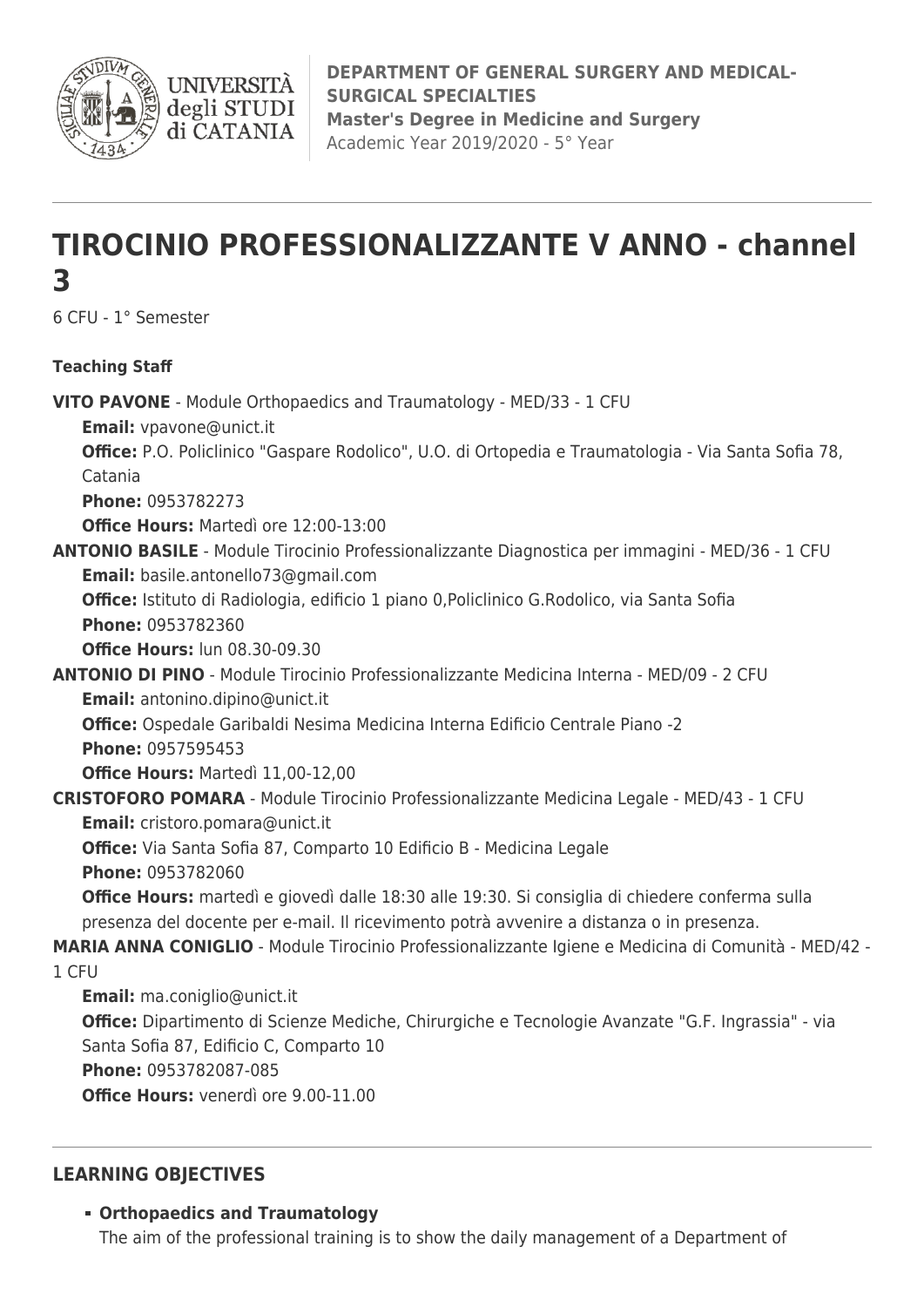**DEPARTMENT OF GENERAL SURGERY AND MEDICAL-SURGICAL SPECIALTIES**
**Master's Degree in Medicine and Surgery**
Academic Year 2019/2020 - 5° Year

# TIROCINIO PROFESSIONALIZZANTE V ANNO - channel 3

6 CFU - 1° Semester

**Teaching Staff**

**VITO PAVONE** - Module Orthopaedics and Traumatology - MED/33 - 1 CFU
**Email:** vpavone@unict.it
**Office:** P.O. Policlinico "Gaspare Rodolico", U.O. di Ortopedia e Traumatologia - Via Santa Sofia 78, Catania
**Phone:** 0953782273
**Office Hours:** Martedì ore 12:00-13:00

**ANTONIO BASILE** - Module Tirocinio Professionalizzante Diagnostica per immagini - MED/36 - 1 CFU
**Email:** basile.antonello73@gmail.com
**Office:** Istituto di Radiologia, edificio 1 piano 0,Policlinico G.Rodolico, via Santa Sofia
**Phone:** 0953782360
**Office Hours:** lun 08.30-09.30

**ANTONIO DI PINO** - Module Tirocinio Professionalizzante Medicina Interna - MED/09 - 2 CFU
**Email:** antonino.dipino@unict.it
**Office:** Ospedale Garibaldi Nesima Medicina Interna Edificio Centrale Piano -2
**Phone:** 0957595453
**Office Hours:** Martedì 11,00-12,00

**CRISTOFORO POMARA** - Module Tirocinio Professionalizzante Medicina Legale - MED/43 - 1 CFU
**Email:** cristoro.pomara@unict.it
**Office:** Via Santa Sofia 87, Comparto 10 Edificio B - Medicina Legale
**Phone:** 0953782060
**Office Hours:** martedì e giovedì dalle 18:30 alle 19:30. Si consiglia di chiedere conferma sulla presenza del docente per e-mail. Il ricevimento potrà avvenire a distanza o in presenza.

**MARIA ANNA CONIGLIO** - Module Tirocinio Professionalizzante Igiene e Medicina di Comunità - MED/42 - 1 CFU
**Email:** ma.coniglio@unict.it
**Office:** Dipartimento di Scienze Mediche, Chirurgiche e Tecnologie Avanzate "G.F. Ingrassia" - via Santa Sofia 87, Edificio C, Comparto 10
**Phone:** 0953782087-085
**Office Hours:** venerdì ore 9.00-11.00

## LEARNING OBJECTIVES

- **Orthopaedics and Traumatology**
  The aim of the professional training is to show the daily management of a Department of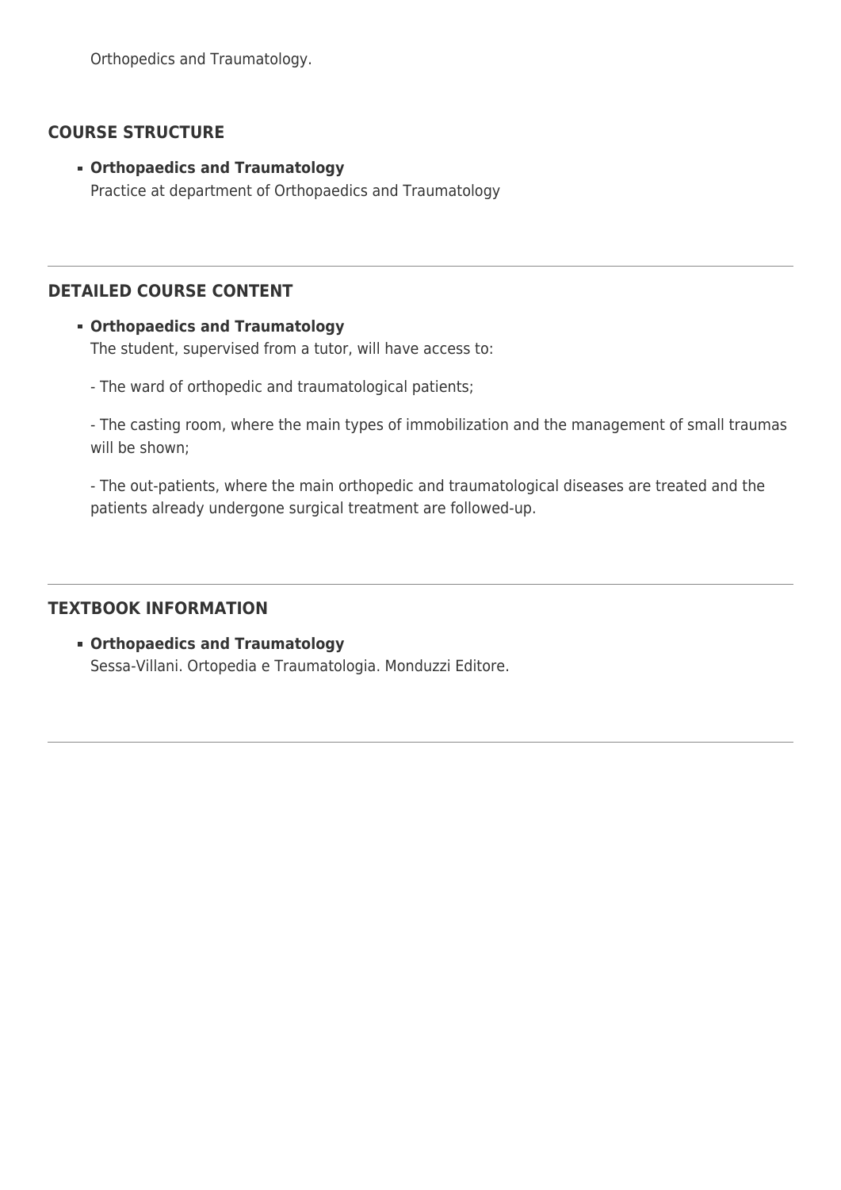Orthopedics and Traumatology.

## COURSE STRUCTURE

- **Orthopaedics and Traumatology**
  Practice at department of Orthopaedics and Traumatology

---

## DETAILED COURSE CONTENT

- **Orthopaedics and Traumatology**
  The student, supervised from a tutor, will have access to:

  - The ward of orthopedic and traumatological patients;

  - The casting room, where the main types of immobilization and the management of small traumas will be shown;

  - The out-patients, where the main orthopedic and traumatological diseases are treated and the patients already undergone surgical treatment are followed-up.

---

## TEXTBOOK INFORMATION

- **Orthopaedics and Traumatology**
  Sessa-Villani. Ortopedia e Traumatologia. Monduzzi Editore.